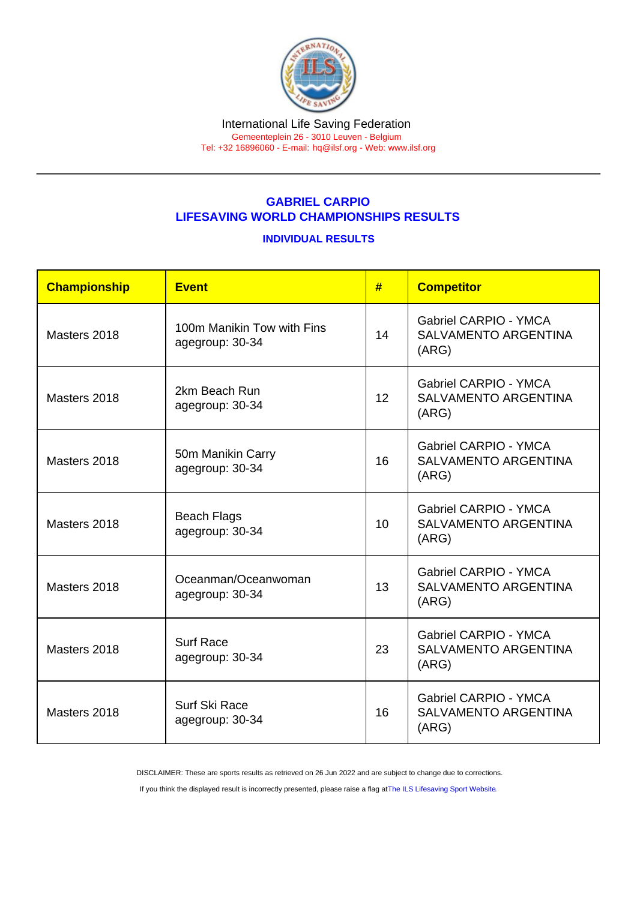International Life Saving Federation
Gemeenteplein 26 - 3010 Leuven - Belgium
Tel: +32 16896060 - E-mail: hq@ilsf.org - Web: www.ilsf.org

## GABRIEL CARPIO
## LIFESAVING WORLD CHAMPIONSHIPS RESULTS

### INDIVIDUAL RESULTS

| Championship | Event | # | Competitor |
|---|---|---|---|
| Masters 2018 | 100m Manikin Tow with Fins agegroup: 30-34 | 14 | Gabriel CARPIO - YMCA SALVAMENTO ARGENTINA (ARG) |
| Masters 2018 | 2km Beach Run agegroup: 30-34 | 12 | Gabriel CARPIO - YMCA SALVAMENTO ARGENTINA (ARG) |
| Masters 2018 | 50m Manikin Carry agegroup: 30-34 | 16 | Gabriel CARPIO - YMCA SALVAMENTO ARGENTINA (ARG) |
| Masters 2018 | Beach Flags agegroup: 30-34 | 10 | Gabriel CARPIO - YMCA SALVAMENTO ARGENTINA (ARG) |
| Masters 2018 | Oceanman/Oceanwoman agegroup: 30-34 | 13 | Gabriel CARPIO - YMCA SALVAMENTO ARGENTINA (ARG) |
| Masters 2018 | Surf Race agegroup: 30-34 | 23 | Gabriel CARPIO - YMCA SALVAMENTO ARGENTINA (ARG) |
| Masters 2018 | Surf Ski Race agegroup: 30-34 | 16 | Gabriel CARPIO - YMCA SALVAMENTO ARGENTINA (ARG) |

DISCLAIMER: These are sports results as retrieved on 26 Jun 2022 and are subject to change due to corrections.

If you think the displayed result is incorrectly presented, please raise a flag at The ILS Lifesaving Sport Website.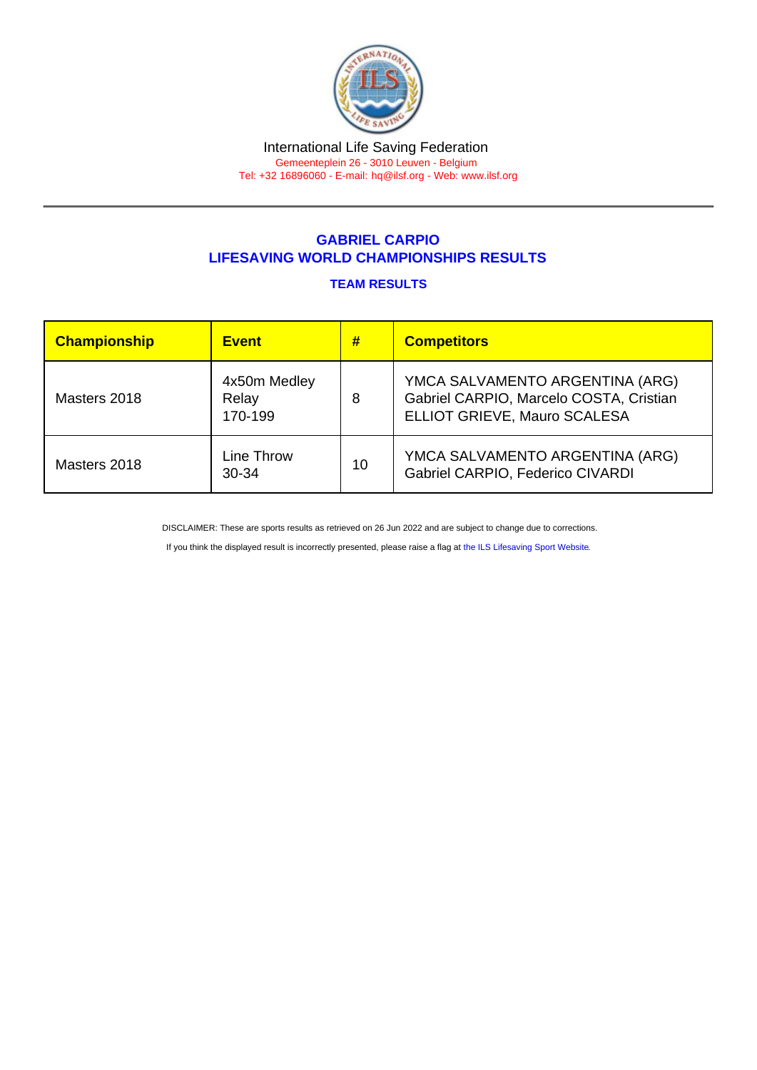International Life Saving Federation

Gemeenteplein 26 - 3010 Leuven - Belgium

Tel: +32 16896060 - E-mail: hq@ilsf.org - Web: www.ilsf.org

## GABRIEL CARPIO
## LIFESAVING WORLD CHAMPIONSHIPS RESULTS

### TEAM RESULTS

| Championship | Event | # | Competitors |
|---|---|---|---|
| Masters 2018 | 4x50m Medley Relay 170-199 | 8 | YMCA SALVAMENTO ARGENTINA (ARG) Gabriel CARPIO, Marcelo COSTA, Cristian ELLIOT GRIEVE, Mauro SCALESA |
| Masters 2018 | Line Throw 30-34 | 10 | YMCA SALVAMENTO ARGENTINA (ARG) Gabriel CARPIO, Federico CIVARDI |

DISCLAIMER: These are sports results as retrieved on 26 Jun 2022 and are subject to change due to corrections.

If you think the displayed result is incorrectly presented, please raise a flag at the ILS Lifesaving Sport Website.